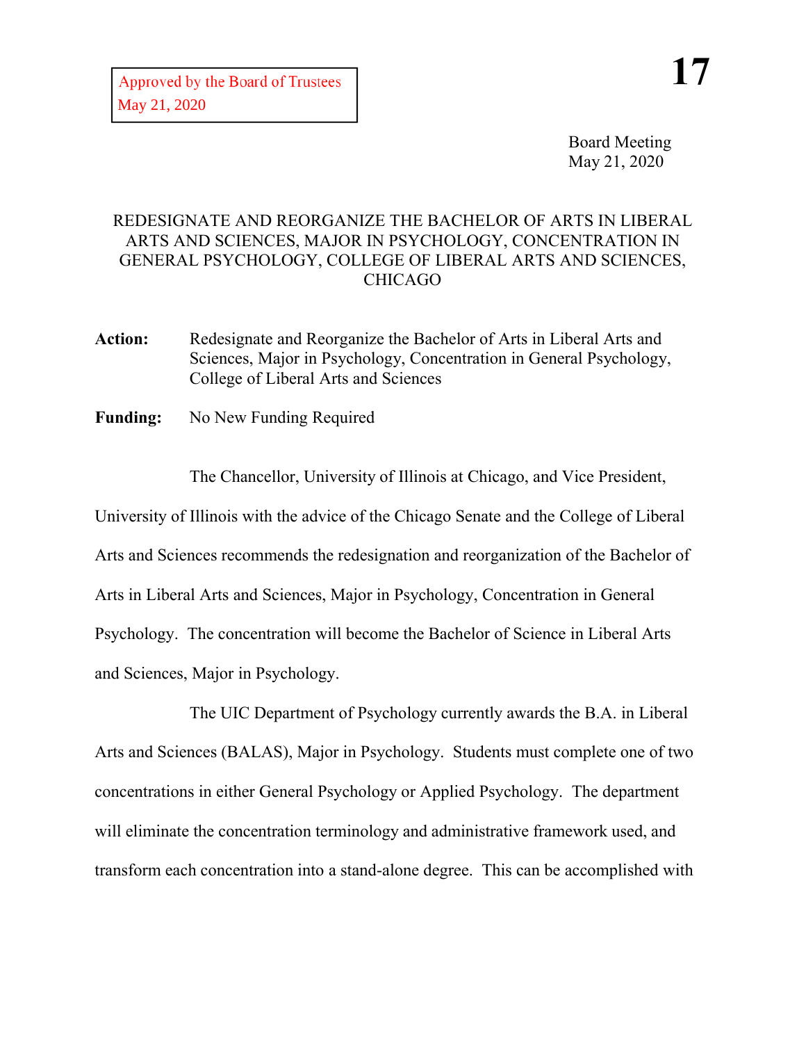Approved by the Board of Trustees
May 21, 2020

**17**

Board Meeting
May 21, 2020

REDESIGNATE AND REORGANIZE THE BACHELOR OF ARTS IN LIBERAL ARTS AND SCIENCES, MAJOR IN PSYCHOLOGY, CONCENTRATION IN GENERAL PSYCHOLOGY, COLLEGE OF LIBERAL ARTS AND SCIENCES, CHICAGO

**Action:** Redesignate and Reorganize the Bachelor of Arts in Liberal Arts and Sciences, Major in Psychology, Concentration in General Psychology, College of Liberal Arts and Sciences

**Funding:** No New Funding Required

The Chancellor, University of Illinois at Chicago, and Vice President, University of Illinois with the advice of the Chicago Senate and the College of Liberal Arts and Sciences recommends the redesignation and reorganization of the Bachelor of Arts in Liberal Arts and Sciences, Major in Psychology, Concentration in General Psychology. The concentration will become the Bachelor of Science in Liberal Arts and Sciences, Major in Psychology.

The UIC Department of Psychology currently awards the B.A. in Liberal Arts and Sciences (BALAS), Major in Psychology. Students must complete one of two concentrations in either General Psychology or Applied Psychology. The department will eliminate the concentration terminology and administrative framework used, and transform each concentration into a stand-alone degree. This can be accomplished with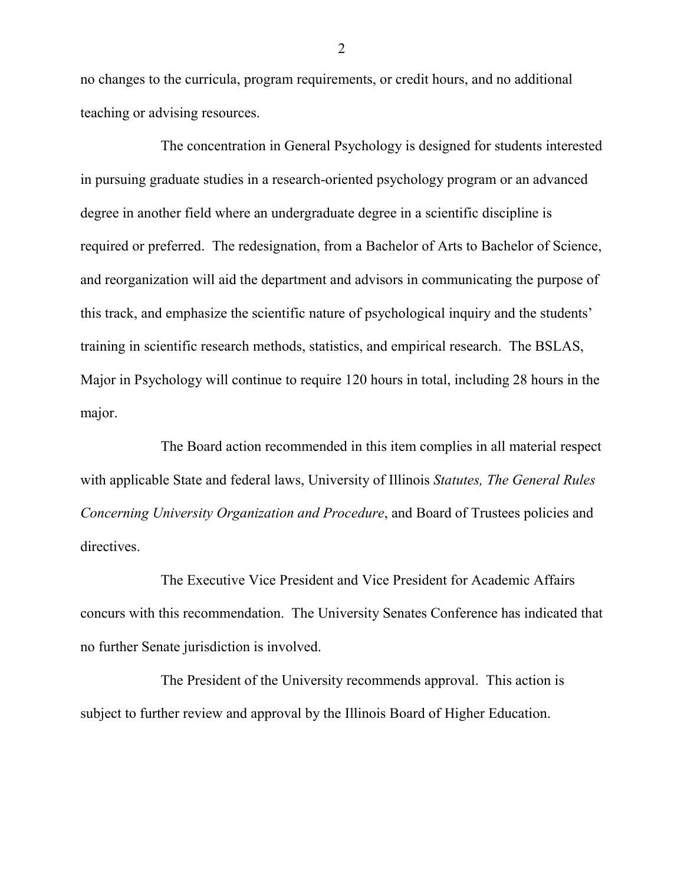no changes to the curricula, program requirements, or credit hours, and no additional teaching or advising resources.

The concentration in General Psychology is designed for students interested in pursuing graduate studies in a research-oriented psychology program or an advanced degree in another field where an undergraduate degree in a scientific discipline is required or preferred. The redesignation, from a Bachelor of Arts to Bachelor of Science, and reorganization will aid the department and advisors in communicating the purpose of this track, and emphasize the scientific nature of psychological inquiry and the students' training in scientific research methods, statistics, and empirical research. The BSLAS, Major in Psychology will continue to require 120 hours in total, including 28 hours in the major.

The Board action recommended in this item complies in all material respect with applicable State and federal laws, University of Illinois *Statutes, The General Rules Concerning University Organization and Procedure*, and Board of Trustees policies and directives.

The Executive Vice President and Vice President for Academic Affairs concurs with this recommendation. The University Senates Conference has indicated that no further Senate jurisdiction is involved.

The President of the University recommends approval. This action is subject to further review and approval by the Illinois Board of Higher Education.